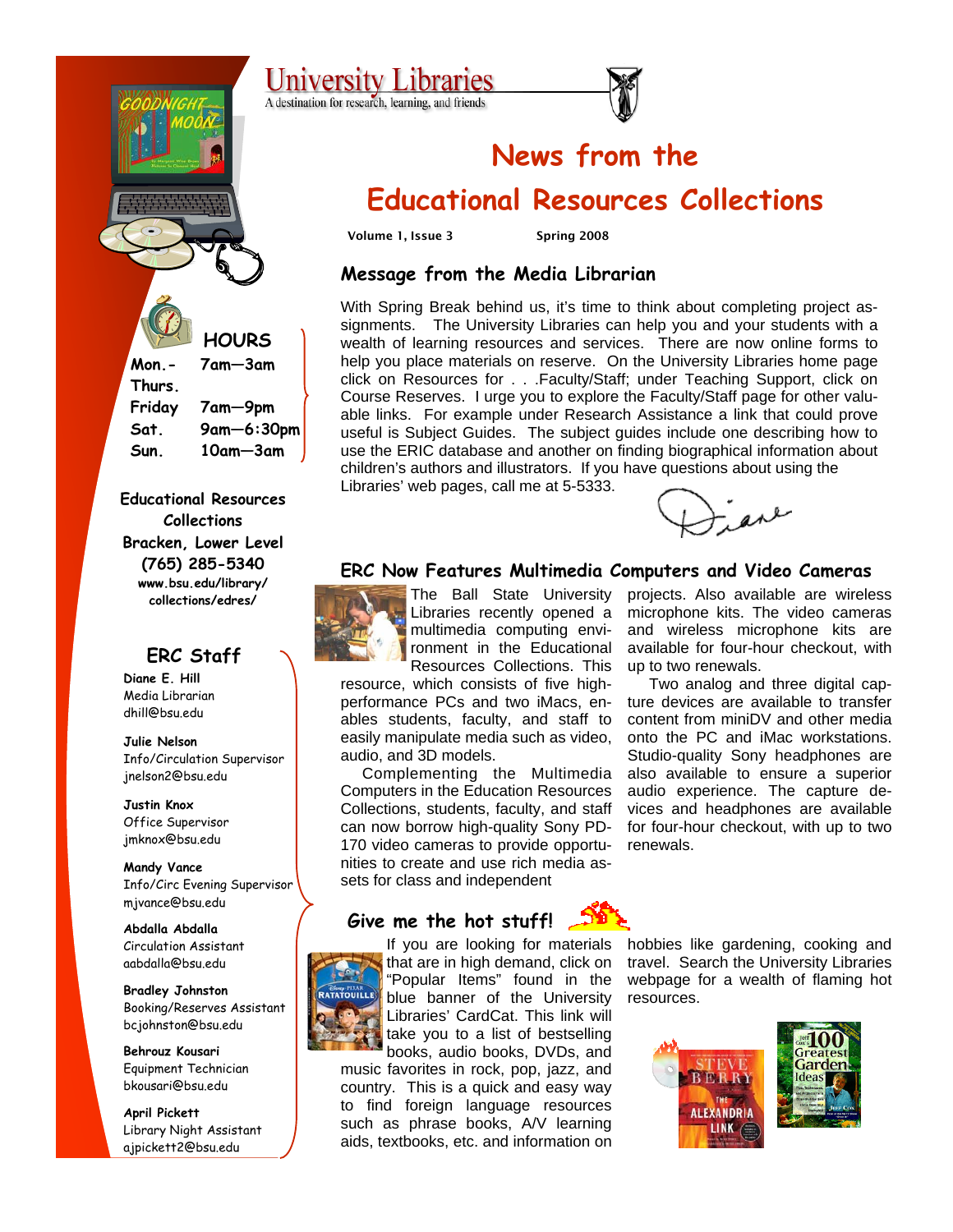# University Libraries

A destination for research, learning, and friends

# News from the Educational Resources Collections

Volume 1, Issue 3 — Spring 2008

## Message from the Media Librarian

With Spring Break behind us, it's time to think about completing project assignments. The University Libraries can help you and your students with a wealth of learning resources and services. There are now online forms to help you place materials on reserve. On the University Libraries home page click on Resources for . . .Faculty/Staff; under Teaching Support, click on Course Reserves. I urge you to explore the Faculty/Staff page for other valuable links. For example under Research Assistance a link that could prove useful is Subject Guides. The subject guides include one describing how to use the ERIC database and another on finding biographical information about children's authors and illustrators. If you have questions about using the Libraries' web pages, call me at 5-5333.

Diane

## ERC Now Features Multimedia Computers and Video Cameras

The Ball State University Libraries recently opened a multimedia computing environment in the Educational Resources Collections. This resource, which consists of five high-performance PCs and two iMacs, enables students, faculty, and staff to easily manipulate media such as video, audio, and 3D models.

Complementing the Multimedia Computers in the Education Resources Collections, students, faculty, and staff can now borrow high-quality Sony PD-170 video cameras to provide opportunities to create and use rich media assets for class and independent projects. Also available are wireless microphone kits. The video cameras and wireless microphone kits are available for four-hour checkout, with up to two renewals.

Two analog and three digital capture devices are available to transfer content from miniDV and other media onto the PC and iMac workstations. Studio-quality Sony headphones are also available to ensure a superior audio experience. The capture devices and headphones are available for four-hour checkout, with up to two renewals.

## Give me the hot stuff!

If you are looking for materials that are in high demand, click on "Popular Items" found in the blue banner of the University Libraries' CardCat. This link will take you to a list of bestselling books, audio books, DVDs, and music favorites in rock, pop, jazz, and country. This is a quick and easy way to find foreign language resources such as phrase books, A/V learning aids, textbooks, etc. and information on hobbies like gardening, cooking and travel. Search the University Libraries webpage for a wealth of flaming hot resources.

### HOURS

| | |
|---|---|
| Mon.-Thurs. | 7am—3am |
| Friday | 7am—9pm |
| Sat. | 9am—6:30pm |
| Sun. | 10am—3am |

**Educational Resources Collections**
**Bracken, Lower Level**
**(765) 285-5340**
**www.bsu.edu/library/collections/edres/**

### ERC Staff

**Diane E. Hill**
Media Librarian
dhill@bsu.edu

**Julie Nelson**
Info/Circulation Supervisor
jnelson2@bsu.edu

**Justin Knox**
Office Supervisor
jmknox@bsu.edu

**Mandy Vance**
Info/Circ Evening Supervisor
mjvance@bsu.edu

**Abdalla Abdalla**
Circulation Assistant
aabdalla@bsu.edu

**Bradley Johnston**
Booking/Reserves Assistant
bcjohnston@bsu.edu

**Behrouz Kousari**
Equipment Technician
bkousari@bsu.edu

**April Pickett**
Library Night Assistant
ajpickett2@bsu.edu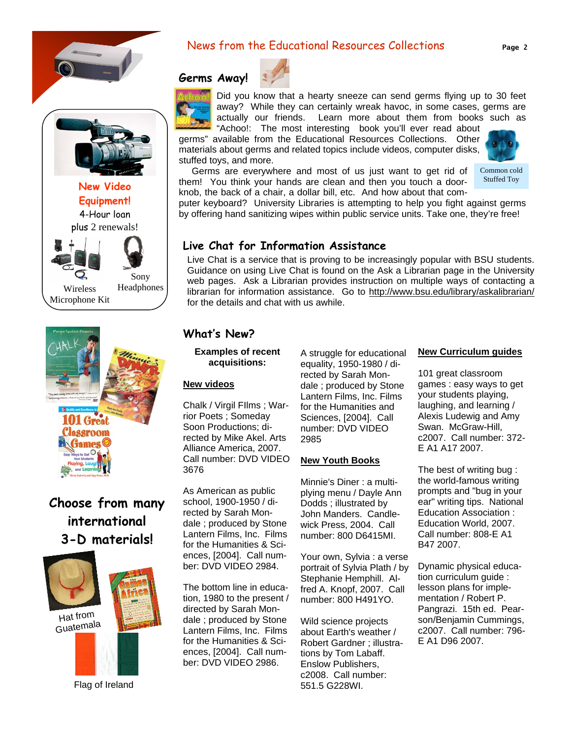## News from the Educational Resources Collections

### Germs Away!

Did you know that a hearty sneeze can send germs flying up to 30 feet away? While they can certainly wreak havoc, in some cases, germs are actually our friends. Learn more about them from books such as "Achoo!: The most interesting book you'll ever read about germs" available from the Educational Resources Collections. Other materials about germs and related topics include videos, computer disks, stuffed toys, and more.

Common cold Stuffed Toy

Germs are everywhere and most of us just want to get rid of them! You think your hands are clean and then you touch a door-knob, the back of a chair, a dollar bill, etc. And how about that computer keyboard? University Libraries is attempting to help you fight against germs by offering hand sanitizing wipes within public service units. Take one, they're free!

**New Video Equipment!**

4-Hour loan plus 2 renewals!

Wireless Microphone Kit

Sony Headphones

### Live Chat for Information Assistance

Live Chat is a service that is proving to be increasingly popular with BSU students. Guidance on using Live Chat is found on the Ask a Librarian page in the University web pages. Ask a Librarian provides instruction on multiple ways of contacting a librarian for information assistance. Go to http://www.bsu.edu/library/askalibrarian/ for the details and chat with us awhile.

### What's New?

**Examples of recent acquisitions:**

**New videos**

Chalk / Virgil FIlms ; Warrior Poets ; Someday Soon Productions; directed by Mike Akel. Arts Alliance America, 2007. Call number: DVD VIDEO 3676

As American as public school, 1900-1950 / directed by Sarah Mondale ; produced by Stone Lantern Films, Inc. Films for the Humanities & Sciences, [2004]. Call number: DVD VIDEO 2984.

The bottom line in education, 1980 to the present / directed by Sarah Mondale ; produced by Stone Lantern Films, Inc. Films for the Humanities & Sciences, [2004]. Call number: DVD VIDEO 2986.

A struggle for educational equality, 1950-1980 / directed by Sarah Mondale ; produced by Stone Lantern Films, Inc. Films for the Humanities and Sciences, [2004]. Call number: DVD VIDEO 2985

**New Youth Books**

Minnie's Diner : a multiplying menu / Dayle Ann Dodds ; illustrated by John Manders. Candlewick Press, 2004. Call number: 800 D6415MI.

Your own, Sylvia : a verse portrait of Sylvia Plath / by Stephanie Hemphill. Alfred A. Knopf, 2007. Call number: 800 H491YO.

Wild science projects about Earth's weather / Robert Gardner ; illustrations by Tom Labaff. Enslow Publishers, c2008. Call number: 551.5 G228WI.

**New Curriculum guides**

101 great classroom games : easy ways to get your students playing, laughing, and learning / Alexis Ludewig and Amy Swan. McGraw-Hill, c2007. Call number: 372-E A1 A17 2007.

The best of writing bug : the world-famous writing prompts and "bug in your ear" writing tips. National Education Association : Education World, 2007. Call number: 808-E A1 B47 2007.

Dynamic physical education curriculum guide : lesson plans for implementation / Robert P. Pangrazi. 15th ed. Pearson/Benjamin Cummings, c2007. Call number: 796-E A1 D96 2007.

**Choose from many international 3-D materials!**

Hat from Guatemala

Flag of Ireland